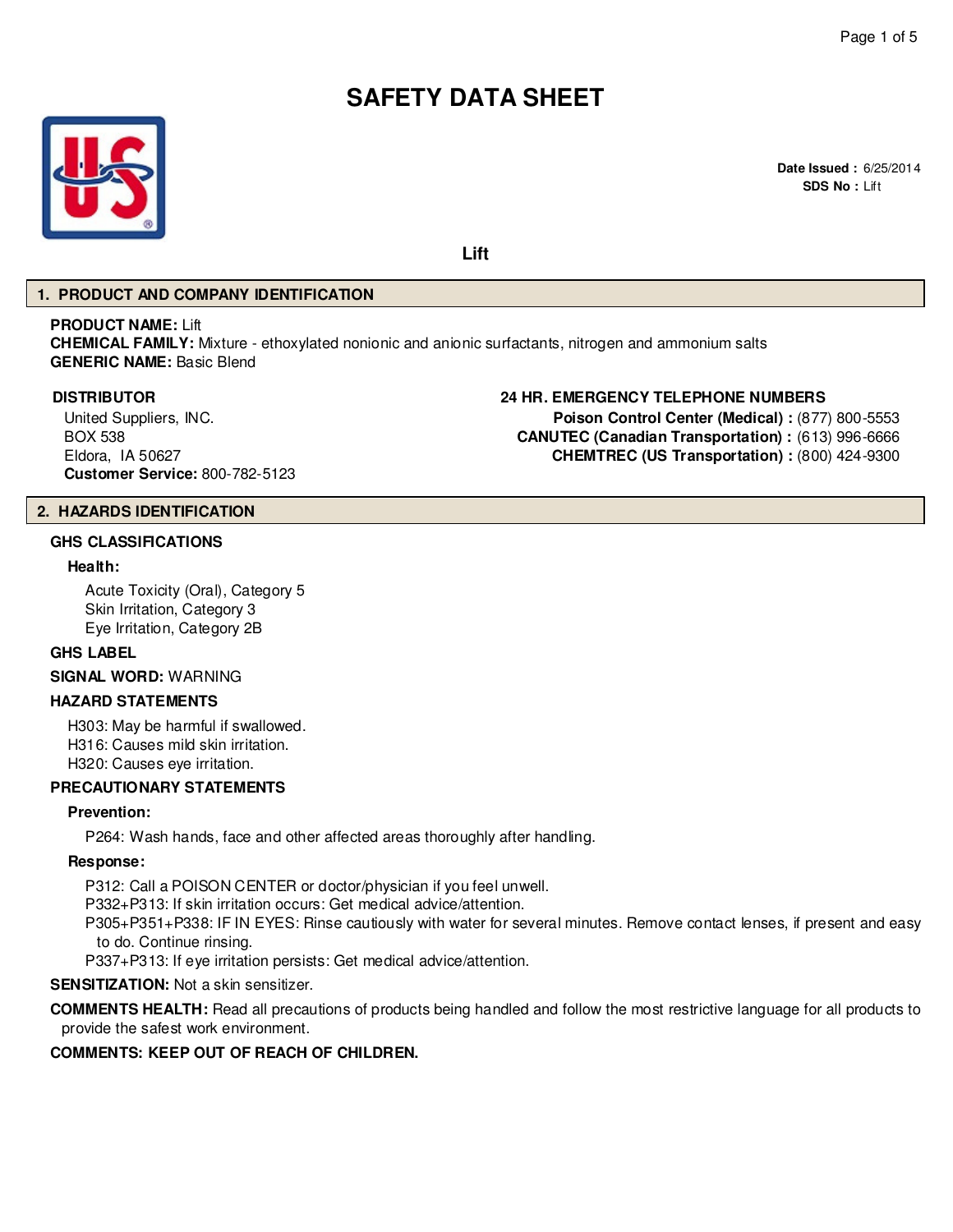# SAFETY DATA SHEET

**Date Issued :** 6/25/2014
**SDS No :** Lift

**Lift**

## 1. PRODUCT AND COMPANY IDENTIFICATION

**PRODUCT NAME:** Lift
**CHEMICAL FAMILY:** Mixture - ethoxylated nonionic and anionic surfactants, nitrogen and ammonium salts
**GENERIC NAME:** Basic Blend

**DISTRIBUTOR**
United Suppliers, INC.
BOX 538
Eldora, IA 50627
**Customer Service:** 800-782-5123

**24 HR. EMERGENCY TELEPHONE NUMBERS**
**Poison Control Center (Medical) :** (877) 800-5553
**CANUTEC (Canadian Transportation) :** (613) 996-6666
**CHEMTREC (US Transportation) :** (800) 424-9300

## 2. HAZARDS IDENTIFICATION

**GHS CLASSIFICATIONS**

**Health:**

Acute Toxicity (Oral), Category 5
Skin Irritation, Category 3
Eye Irritation, Category 2B

**GHS LABEL**

**SIGNAL WORD:** WARNING

**HAZARD STATEMENTS**

H303: May be harmful if swallowed.
H316: Causes mild skin irritation.
H320: Causes eye irritation.

**PRECAUTIONARY STATEMENTS**

**Prevention:**

P264: Wash hands, face and other affected areas thoroughly after handling.

**Response:**

P312: Call a POISON CENTER or doctor/physician if you feel unwell.
P332+P313: If skin irritation occurs: Get medical advice/attention.
P305+P351+P338: IF IN EYES: Rinse cautiously with water for several minutes. Remove contact lenses, if present and easy to do. Continue rinsing.
P337+P313: If eye irritation persists: Get medical advice/attention.

**SENSITIZATION:** Not a skin sensitizer.

**COMMENTS HEALTH:** Read all precautions of products being handled and follow the most restrictive language for all products to provide the safest work environment.

**COMMENTS: KEEP OUT OF REACH OF CHILDREN.**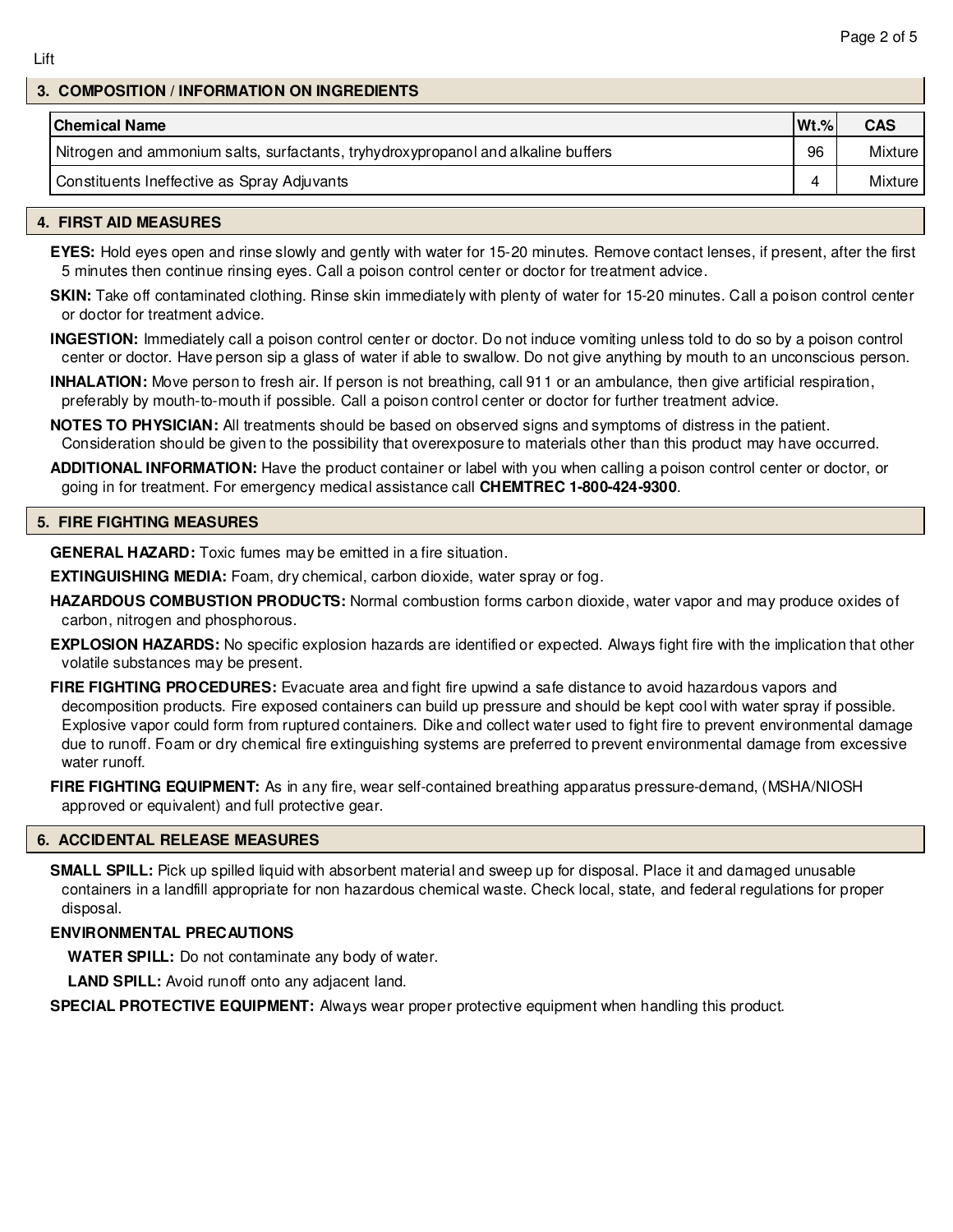## 3. COMPOSITION / INFORMATION ON INGREDIENTS

| Chemical Name | Wt.% | CAS |
|---|---|---|
| Nitrogen and ammonium salts, surfactants, tryhydroxypropanol and alkaline buffers | 96 | Mixture |
| Constituents Ineffective as Spray Adjuvants | 4 | Mixture |

## 4. FIRST AID MEASURES

**EYES:** Hold eyes open and rinse slowly and gently with water for 15-20 minutes. Remove contact lenses, if present, after the first 5 minutes then continue rinsing eyes. Call a poison control center or doctor for treatment advice.

**SKIN:** Take off contaminated clothing. Rinse skin immediately with plenty of water for 15-20 minutes. Call a poison control center or doctor for treatment advice.

**INGESTION:** Immediately call a poison control center or doctor. Do not induce vomiting unless told to do so by a poison control center or doctor. Have person sip a glass of water if able to swallow. Do not give anything by mouth to an unconscious person.

**INHALATION:** Move person to fresh air. If person is not breathing, call 911 or an ambulance, then give artificial respiration, preferably by mouth-to-mouth if possible. Call a poison control center or doctor for further treatment advice.

**NOTES TO PHYSICIAN:** All treatments should be based on observed signs and symptoms of distress in the patient. Consideration should be given to the possibility that overexposure to materials other than this product may have occurred.

**ADDITIONAL INFORMATION:** Have the product container or label with you when calling a poison control center or doctor, or going in for treatment. For emergency medical assistance call **CHEMTREC 1-800-424-9300**.

## 5. FIRE FIGHTING MEASURES

**GENERAL HAZARD:** Toxic fumes may be emitted in a fire situation.

**EXTINGUISHING MEDIA:** Foam, dry chemical, carbon dioxide, water spray or fog.

**HAZARDOUS COMBUSTION PRODUCTS:** Normal combustion forms carbon dioxide, water vapor and may produce oxides of carbon, nitrogen and phosphorous.

**EXPLOSION HAZARDS:** No specific explosion hazards are identified or expected. Always fight fire with the implication that other volatile substances may be present.

**FIRE FIGHTING PROCEDURES:** Evacuate area and fight fire upwind a safe distance to avoid hazardous vapors and decomposition products. Fire exposed containers can build up pressure and should be kept cool with water spray if possible. Explosive vapor could form from ruptured containers. Dike and collect water used to fight fire to prevent environmental damage due to runoff. Foam or dry chemical fire extinguishing systems are preferred to prevent environmental damage from excessive water runoff.

**FIRE FIGHTING EQUIPMENT:** As in any fire, wear self-contained breathing apparatus pressure-demand, (MSHA/NIOSH approved or equivalent) and full protective gear.

## 6. ACCIDENTAL RELEASE MEASURES

**SMALL SPILL:** Pick up spilled liquid with absorbent material and sweep up for disposal. Place it and damaged unusable containers in a landfill appropriate for non hazardous chemical waste. Check local, state, and federal regulations for proper disposal.

**ENVIRONMENTAL PRECAUTIONS**

**WATER SPILL:** Do not contaminate any body of water.

**LAND SPILL:** Avoid runoff onto any adjacent land.

**SPECIAL PROTECTIVE EQUIPMENT:** Always wear proper protective equipment when handling this product.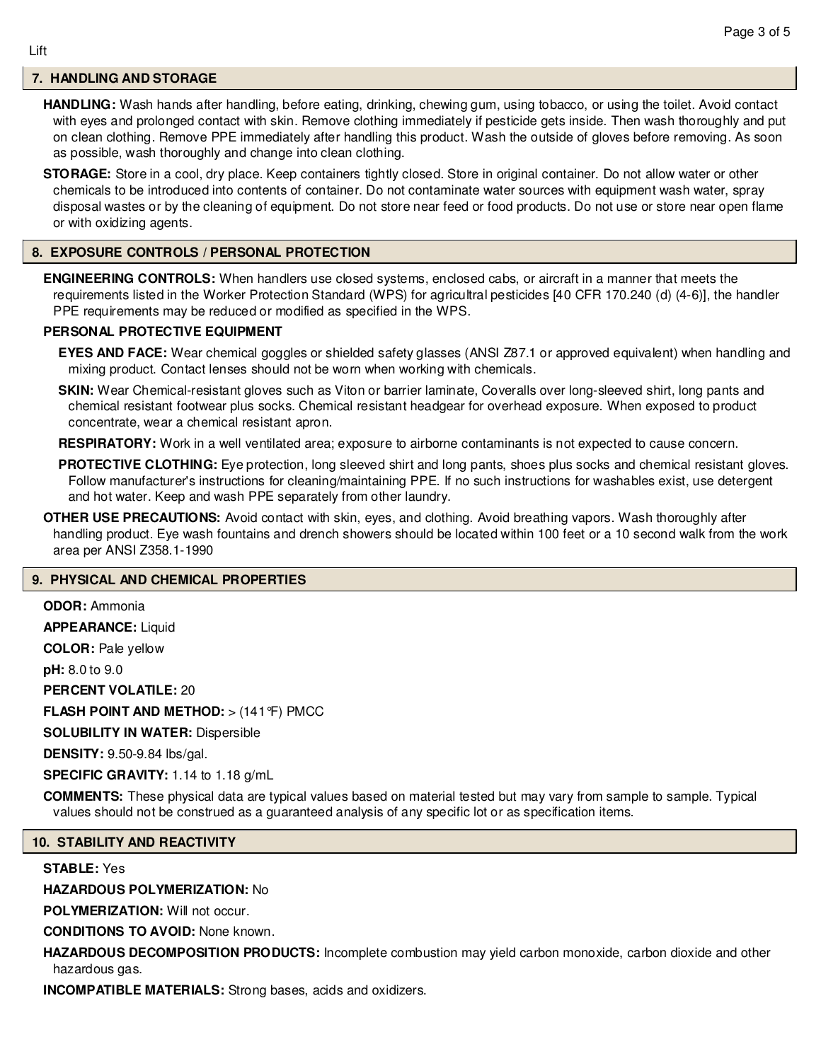## 7. HANDLING AND STORAGE

**HANDLING:** Wash hands after handling, before eating, drinking, chewing gum, using tobacco, or using the toilet. Avoid contact with eyes and prolonged contact with skin. Remove clothing immediately if pesticide gets inside. Then wash thoroughly and put on clean clothing. Remove PPE immediately after handling this product. Wash the outside of gloves before removing. As soon as possible, wash thoroughly and change into clean clothing.

**STORAGE:** Store in a cool, dry place. Keep containers tightly closed. Store in original container. Do not allow water or other chemicals to be introduced into contents of container. Do not contaminate water sources with equipment wash water, spray disposal wastes or by the cleaning of equipment. Do not store near feed or food products. Do not use or store near open flame or with oxidizing agents.

## 8. EXPOSURE CONTROLS / PERSONAL PROTECTION

**ENGINEERING CONTROLS:** When handlers use closed systems, enclosed cabs, or aircraft in a manner that meets the requirements listed in the Worker Protection Standard (WPS) for agricultral pesticides [40 CFR 170.240 (d) (4-6)], the handler PPE requirements may be reduced or modified as specified in the WPS.

### PERSONAL PROTECTIVE EQUIPMENT

**EYES AND FACE:** Wear chemical goggles or shielded safety glasses (ANSI Z87.1 or approved equivalent) when handling and mixing product. Contact lenses should not be worn when working with chemicals.

**SKIN:** Wear Chemical-resistant gloves such as Viton or barrier laminate, Coveralls over long-sleeved shirt, long pants and chemical resistant footwear plus socks. Chemical resistant headgear for overhead exposure. When exposed to product concentrate, wear a chemical resistant apron.

**RESPIRATORY:** Work in a well ventilated area; exposure to airborne contaminants is not expected to cause concern.

**PROTECTIVE CLOTHING:** Eye protection, long sleeved shirt and long pants, shoes plus socks and chemical resistant gloves. Follow manufacturer's instructions for cleaning/maintaining PPE. If no such instructions for washables exist, use detergent and hot water. Keep and wash PPE separately from other laundry.

**OTHER USE PRECAUTIONS:** Avoid contact with skin, eyes, and clothing. Avoid breathing vapors. Wash thoroughly after handling product. Eye wash fountains and drench showers should be located within 100 feet or a 10 second walk from the work area per ANSI Z358.1-1990

## 9. PHYSICAL AND CHEMICAL PROPERTIES

**ODOR:** Ammonia

**APPEARANCE:** Liquid

**COLOR:** Pale yellow

**pH:** 8.0 to 9.0

**PERCENT VOLATILE:** 20

**FLASH POINT AND METHOD:** > (141°F) PMCC

**SOLUBILITY IN WATER:** Dispersible

**DENSITY:** 9.50-9.84 lbs/gal.

**SPECIFIC GRAVITY:** 1.14 to 1.18 g/mL

**COMMENTS:** These physical data are typical values based on material tested but may vary from sample to sample. Typical values should not be construed as a guaranteed analysis of any specific lot or as specification items.

## 10. STABILITY AND REACTIVITY

**STABLE:** Yes

**HAZARDOUS POLYMERIZATION:** No

**POLYMERIZATION:** Will not occur.

**CONDITIONS TO AVOID:** None known.

**HAZARDOUS DECOMPOSITION PRODUCTS:** Incomplete combustion may yield carbon monoxide, carbon dioxide and other hazardous gas.

**INCOMPATIBLE MATERIALS:** Strong bases, acids and oxidizers.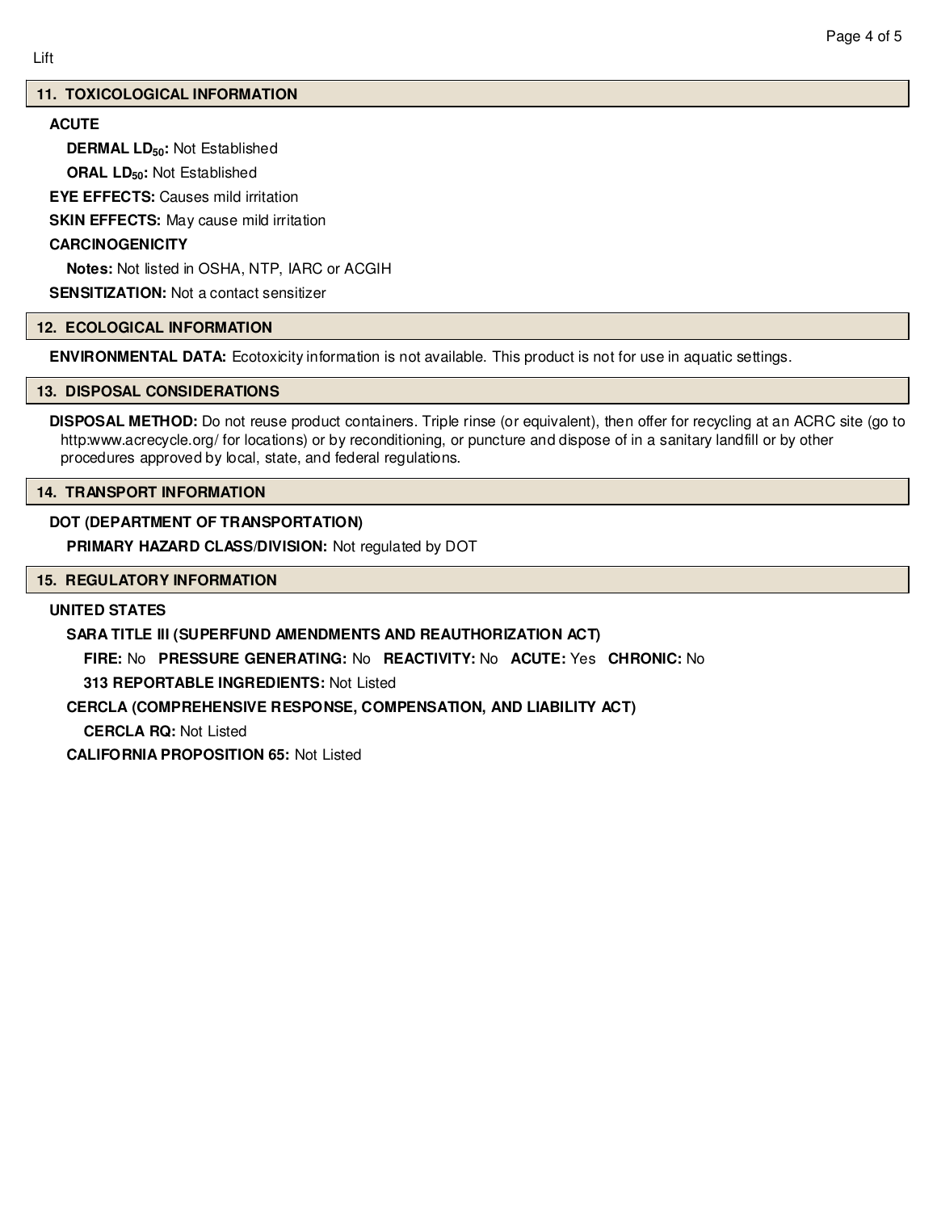## 11. TOXICOLOGICAL INFORMATION

**ACUTE**

**DERMAL $LD_{50}$:** Not Established

**ORAL $LD_{50}$:** Not Established

**EYE EFFECTS:** Causes mild irritation

**SKIN EFFECTS:** May cause mild irritation

**CARCINOGENICITY**

**Notes:** Not listed in OSHA, NTP, IARC or ACGIH

**SENSITIZATION:** Not a contact sensitizer

## 12. ECOLOGICAL INFORMATION

**ENVIRONMENTAL DATA:** Ecotoxicity information is not available. This product is not for use in aquatic settings.

## 13. DISPOSAL CONSIDERATIONS

**DISPOSAL METHOD:** Do not reuse product containers. Triple rinse (or equivalent), then offer for recycling at an ACRC site (go to http:www.acrecycle.org/ for locations) or by reconditioning, or puncture and dispose of in a sanitary landfill or by other procedures approved by local, state, and federal regulations.

## 14. TRANSPORT INFORMATION

**DOT (DEPARTMENT OF TRANSPORTATION)**

**PRIMARY HAZARD CLASS/DIVISION:** Not regulated by DOT

## 15. REGULATORY INFORMATION

**UNITED STATES**

**SARA TITLE III (SUPERFUND AMENDMENTS AND REAUTHORIZATION ACT)**

**FIRE:** No **PRESSURE GENERATING:** No **REACTIVITY:** No **ACUTE:** Yes **CHRONIC:** No

**313 REPORTABLE INGREDIENTS:** Not Listed

**CERCLA (COMPREHENSIVE RESPONSE, COMPENSATION, AND LIABILITY ACT)**

**CERCLA RQ:** Not Listed

**CALIFORNIA PROPOSITION 65:** Not Listed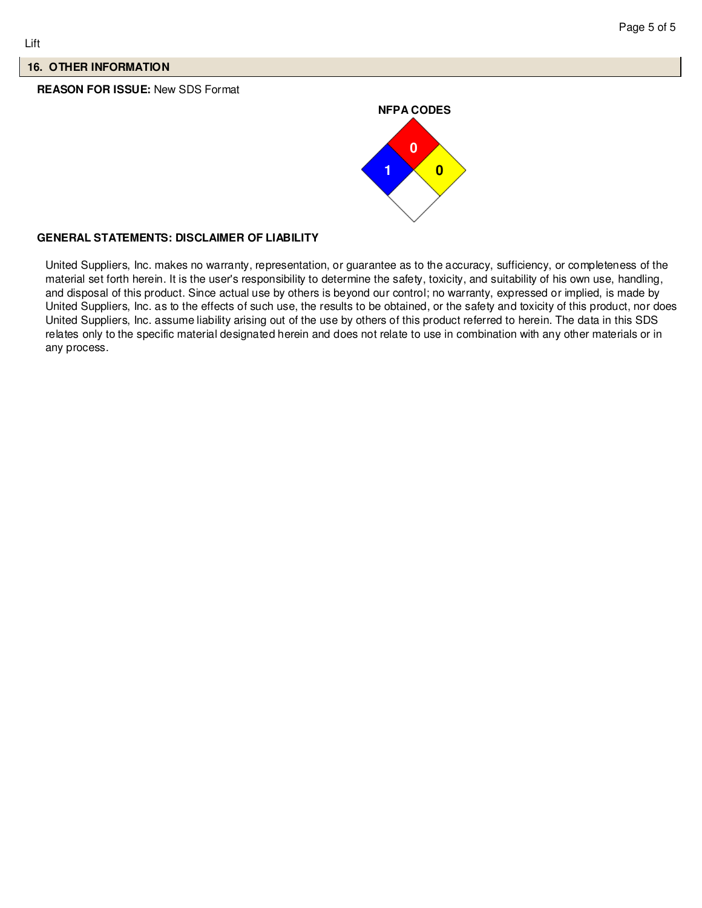## 16. OTHER INFORMATION

**REASON FOR ISSUE:** New SDS Format

**NFPA CODES**

0

1

0

**GENERAL STATEMENTS: DISCLAIMER OF LIABILITY**

United Suppliers, Inc. makes no warranty, representation, or guarantee as to the accuracy, sufficiency, or completeness of the material set forth herein. It is the user's responsibility to determine the safety, toxicity, and suitability of his own use, handling, and disposal of this product. Since actual use by others is beyond our control; no warranty, expressed or implied, is made by United Suppliers, Inc. as to the effects of such use, the results to be obtained, or the safety and toxicity of this product, nor does United Suppliers, Inc. assume liability arising out of the use by others of this product referred to herein. The data in this SDS relates only to the specific material designated herein and does not relate to use in combination with any other materials or in any process.